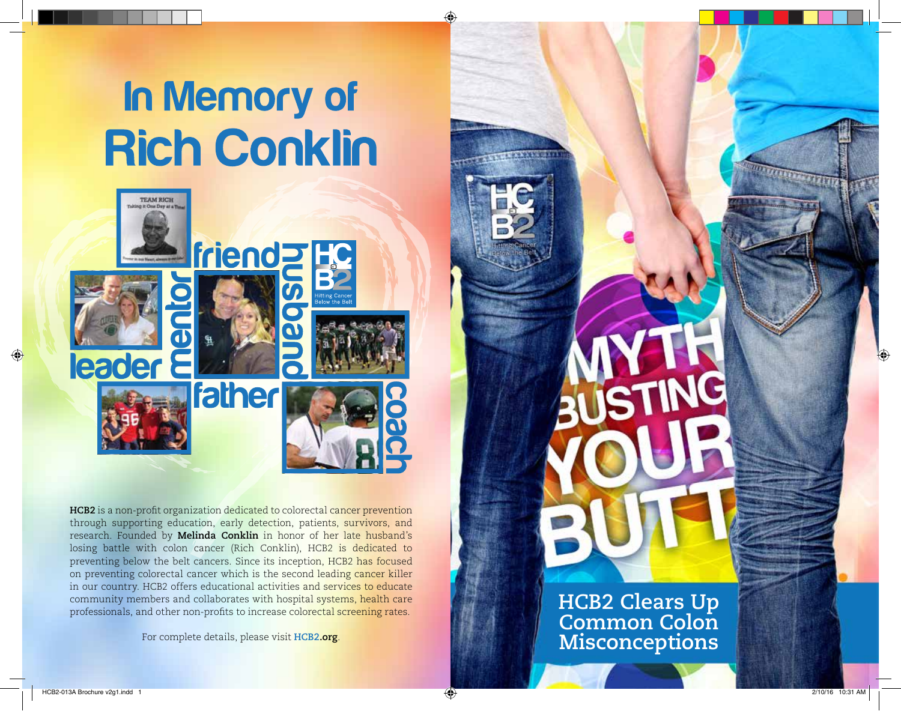# In Memory of Rich Conklin

friend husband mentor leader father coach

**HCB2** is a non-profit organization dedicated to colorectal cancer prevention through supporting education, early detection, patients, survivors, and research. Founded by **Melinda Conklin** in honor of her late husband's losing battle with colon cancer (Rich Conklin), HCB2 is dedicated to preventing below the belt cancers. Since its inception, HCB2 has focused on preventing colorectal cancer which is the second leading cancer killer in our country. HCB2 offers educational activities and services to educate community members and collaborates with hospital systems, health care professionals, and other non-profits to increase colorectal screening rates.

For complete details, please visit **HCB2.org**.

# MYTH BUSTING YOUR BUTT

## HCB2 Clears Up Common Colon Misconceptions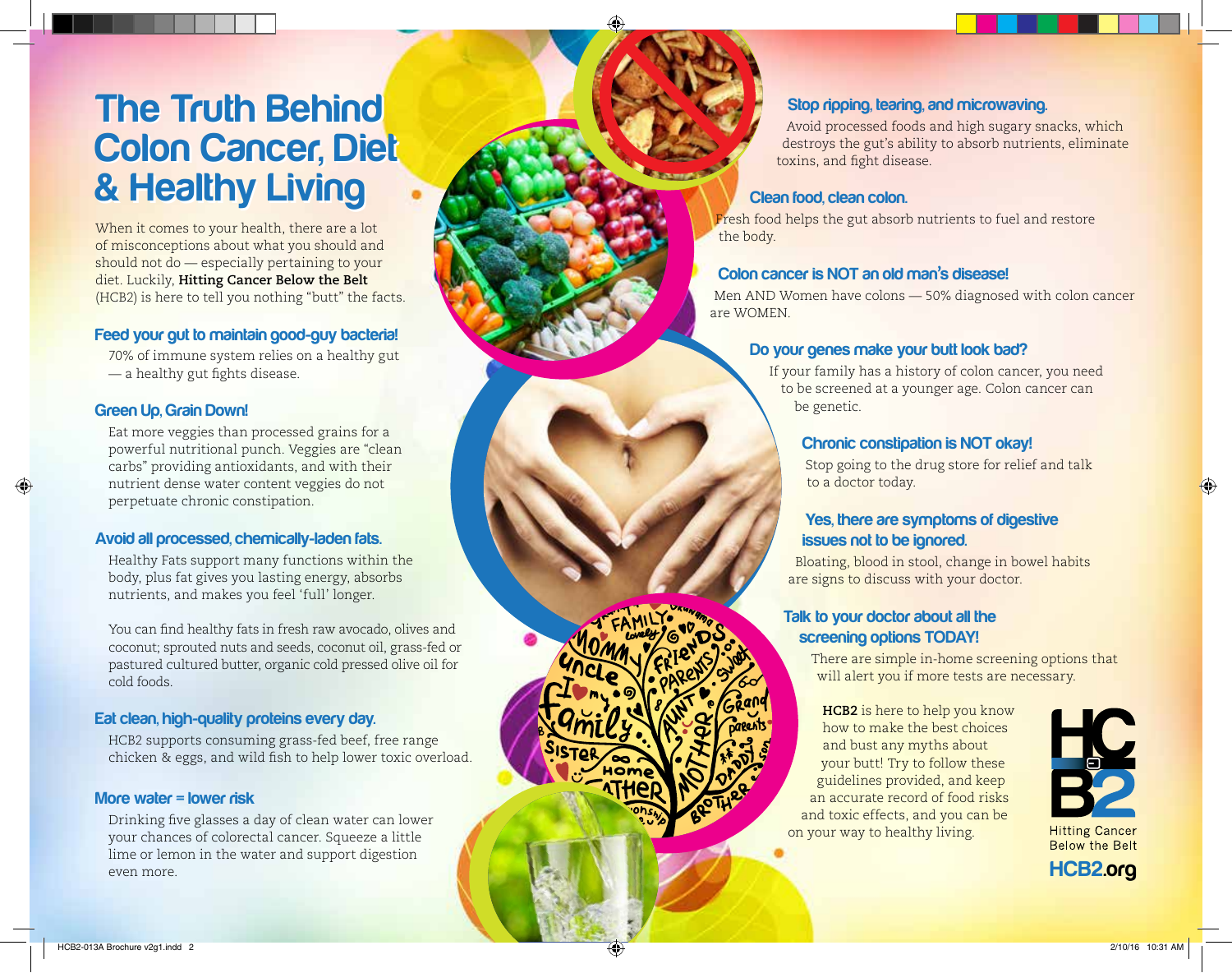# The Truth Behind Colon Cancer, Diet & Healthy Living

When it comes to your health, there are a lot of misconceptions about what you should and should not do — especially pertaining to your diet. Luckily, **Hitting Cancer Below the Belt** (HCB2) is here to tell you nothing "butt" the facts.

### Feed your gut to maintain good-guy bacteria!

70% of immune system relies on a healthy gut — a healthy gut fights disease.

### Green Up, Grain Down!

Eat more veggies than processed grains for a powerful nutritional punch. Veggies are "clean carbs" providing antioxidants, and with their nutrient dense water content veggies do not perpetuate chronic constipation.

### Avoid all processed, chemically-laden fats.

Healthy Fats support many functions within the body, plus fat gives you lasting energy, absorbs nutrients, and makes you feel 'full' longer.

You can find healthy fats in fresh raw avocado, olives and coconut; sprouted nuts and seeds, coconut oil, grass-fed or pastured cultured butter, organic cold pressed olive oil for cold foods.

### Eat clean, high-quality proteins every day.

HCB2 supports consuming grass-fed beef, free range chicken & eggs, and wild fish to help lower toxic overload.

### More water = lower risk

Drinking five glasses a day of clean water can lower your chances of colorectal cancer. Squeeze a little lime or lemon in the water and support digestion even more.

### Stop ripping, tearing, and microwaving.

Avoid processed foods and high sugary snacks, which destroys the gut's ability to absorb nutrients, eliminate toxins, and fight disease.

### Clean food, clean colon.

Fresh food helps the gut absorb nutrients to fuel and restore the body.

### Colon cancer is NOT an old man's disease!

Men AND Women have colons — 50% diagnosed with colon cancer are WOMEN.

### Do your genes make your butt look bad?

If your family has a history of colon cancer, you need to be screened at a younger age. Colon cancer can be genetic.

### Chronic constipation is NOT okay!

Stop going to the drug store for relief and talk to a doctor today.

### Yes, there are symptoms of digestive issues not to be ignored.

Bloating, blood in stool, change in bowel habits are signs to discuss with your doctor.

### Talk to your doctor about all the screening options TODAY!

There are simple in-home screening options that will alert you if more tests are necessary.

**HCB2** is here to help you know how to make the best choices and bust any myths about your butt! Try to follow these guidelines provided, and keep an accurate record of food risks and toxic effects, and you can be on your way to healthy living.

HCB2
Hitting Cancer Below the Belt
HCB2.org